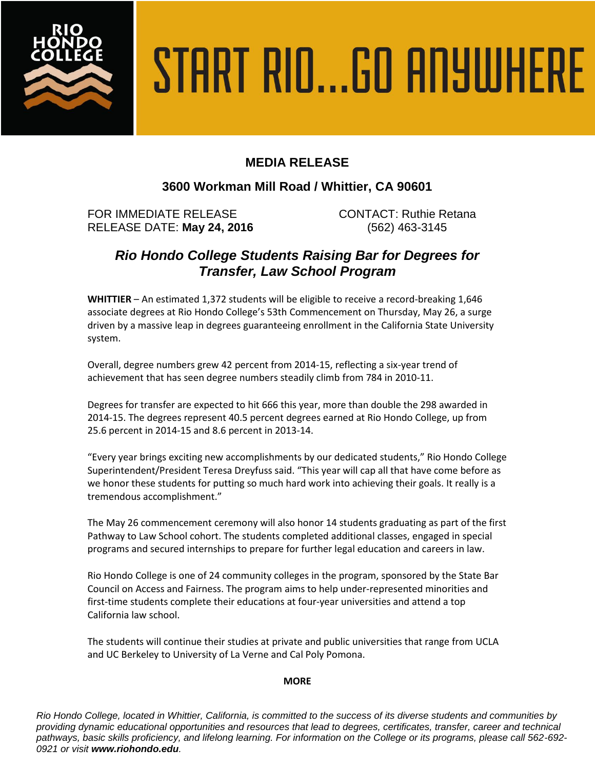# START RIO...GO ANYWHERE

## MEDIA RELEASE

### 3600 Workman Mill Road / Whittier, CA 90601

FOR IMMEDIATE RELEASE
RELEASE DATE: **May 24, 2016**

CONTACT: Ruthie Retana
(562) 463-3145

## *Rio Hondo College Students Raising Bar for Degrees for Transfer, Law School Program*

**WHITTIER** – An estimated 1,372 students will be eligible to receive a record-breaking 1,646 associate degrees at Rio Hondo College's 53th Commencement on Thursday, May 26, a surge driven by a massive leap in degrees guaranteeing enrollment in the California State University system.

Overall, degree numbers grew 42 percent from 2014-15, reflecting a six-year trend of achievement that has seen degree numbers steadily climb from 784 in 2010-11.

Degrees for transfer are expected to hit 666 this year, more than double the 298 awarded in 2014-15. The degrees represent 40.5 percent degrees earned at Rio Hondo College, up from 25.6 percent in 2014-15 and 8.6 percent in 2013-14.

"Every year brings exciting new accomplishments by our dedicated students," Rio Hondo College Superintendent/President Teresa Dreyfuss said. "This year will cap all that have come before as we honor these students for putting so much hard work into achieving their goals. It really is a tremendous accomplishment."

The May 26 commencement ceremony will also honor 14 students graduating as part of the first Pathway to Law School cohort. The students completed additional classes, engaged in special programs and secured internships to prepare for further legal education and careers in law.

Rio Hondo College is one of 24 community colleges in the program, sponsored by the State Bar Council on Access and Fairness. The program aims to help under-represented minorities and first-time students complete their educations at four-year universities and attend a top California law school.

The students will continue their studies at private and public universities that range from UCLA and UC Berkeley to University of La Verne and Cal Poly Pomona.

**MORE**

*Rio Hondo College, located in Whittier, California, is committed to the success of its diverse students and communities by providing dynamic educational opportunities and resources that lead to degrees, certificates, transfer, career and technical pathways, basic skills proficiency, and lifelong learning. For information on the College or its programs, please call 562-692-0921 or visit* ***www.riohondo.edu****.*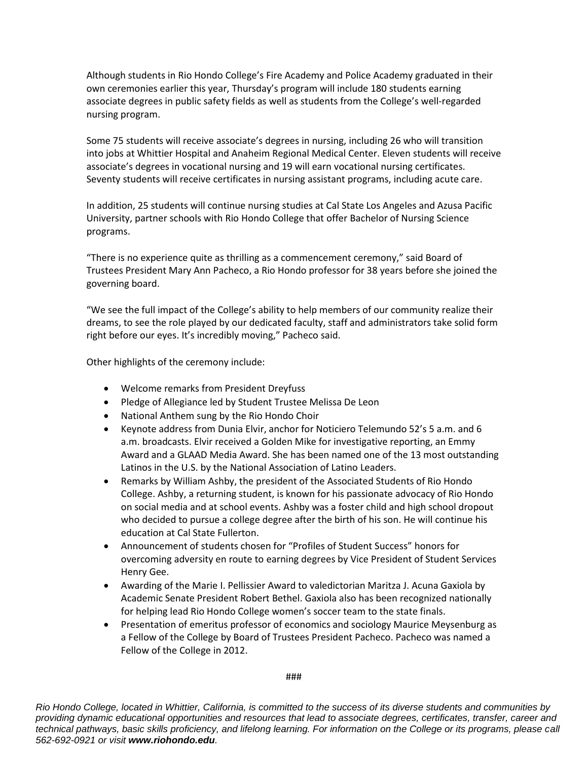Although students in Rio Hondo College's Fire Academy and Police Academy graduated in their own ceremonies earlier this year, Thursday's program will include 180 students earning associate degrees in public safety fields as well as students from the College's well-regarded nursing program.

Some 75 students will receive associate's degrees in nursing, including 26 who will transition into jobs at Whittier Hospital and Anaheim Regional Medical Center. Eleven students will receive associate's degrees in vocational nursing and 19 will earn vocational nursing certificates. Seventy students will receive certificates in nursing assistant programs, including acute care.

In addition, 25 students will continue nursing studies at Cal State Los Angeles and Azusa Pacific University, partner schools with Rio Hondo College that offer Bachelor of Nursing Science programs.

"There is no experience quite as thrilling as a commencement ceremony," said Board of Trustees President Mary Ann Pacheco, a Rio Hondo professor for 38 years before she joined the governing board.

"We see the full impact of the College's ability to help members of our community realize their dreams, to see the role played by our dedicated faculty, staff and administrators take solid form right before our eyes. It's incredibly moving," Pacheco said.

Other highlights of the ceremony include:

- Welcome remarks from President Dreyfuss
- Pledge of Allegiance led by Student Trustee Melissa De Leon
- National Anthem sung by the Rio Hondo Choir
- Keynote address from Dunia Elvir, anchor for Noticiero Telemundo 52's 5 a.m. and 6 a.m. broadcasts. Elvir received a Golden Mike for investigative reporting, an Emmy Award and a GLAAD Media Award. She has been named one of the 13 most outstanding Latinos in the U.S. by the National Association of Latino Leaders.
- Remarks by William Ashby, the president of the Associated Students of Rio Hondo College. Ashby, a returning student, is known for his passionate advocacy of Rio Hondo on social media and at school events. Ashby was a foster child and high school dropout who decided to pursue a college degree after the birth of his son. He will continue his education at Cal State Fullerton.
- Announcement of students chosen for "Profiles of Student Success" honors for overcoming adversity en route to earning degrees by Vice President of Student Services Henry Gee.
- Awarding of the Marie I. Pellissier Award to valedictorian Maritza J. Acuna Gaxiola by Academic Senate President Robert Bethel. Gaxiola also has been recognized nationally for helping lead Rio Hondo College women's soccer team to the state finals.
- Presentation of emeritus professor of economics and sociology Maurice Meysenburg as a Fellow of the College by Board of Trustees President Pacheco. Pacheco was named a Fellow of the College in 2012.

###

*Rio Hondo College, located in Whittier, California, is committed to the success of its diverse students and communities by providing dynamic educational opportunities and resources that lead to associate degrees, certificates, transfer, career and technical pathways, basic skills proficiency, and lifelong learning. For information on the College or its programs, please call 562-692-0921 or visit **www.riohondo.edu**.*